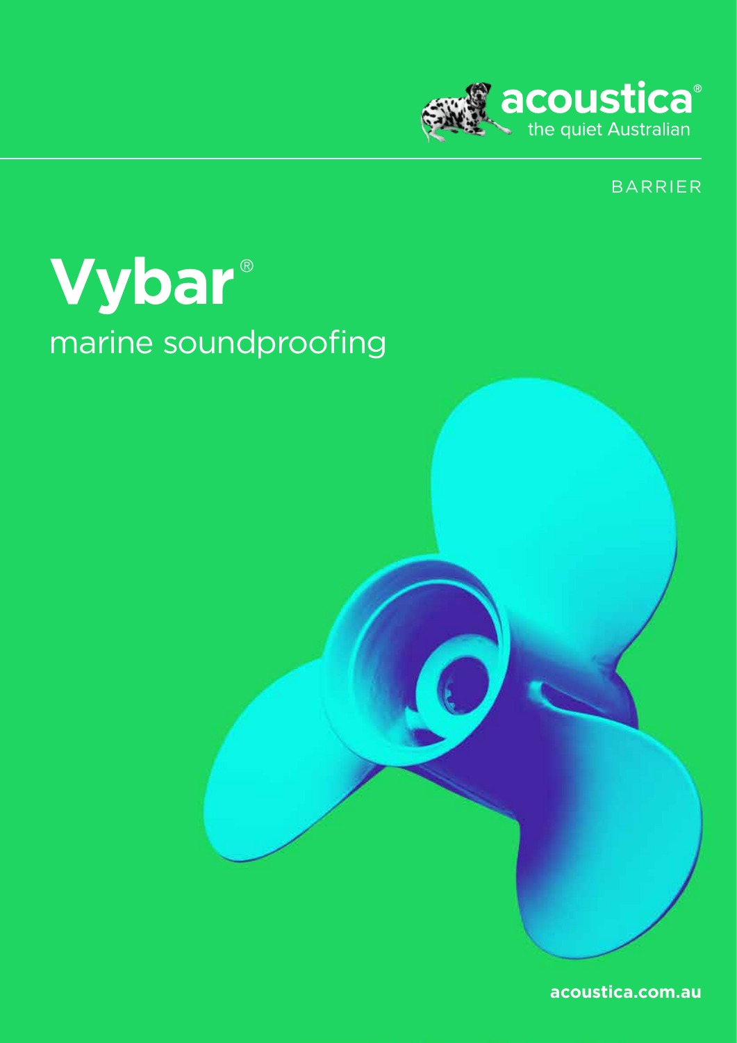acoustica®
the quiet Australian

BARRIER

# Vybar®

## marine soundproofing

acoustica.com.au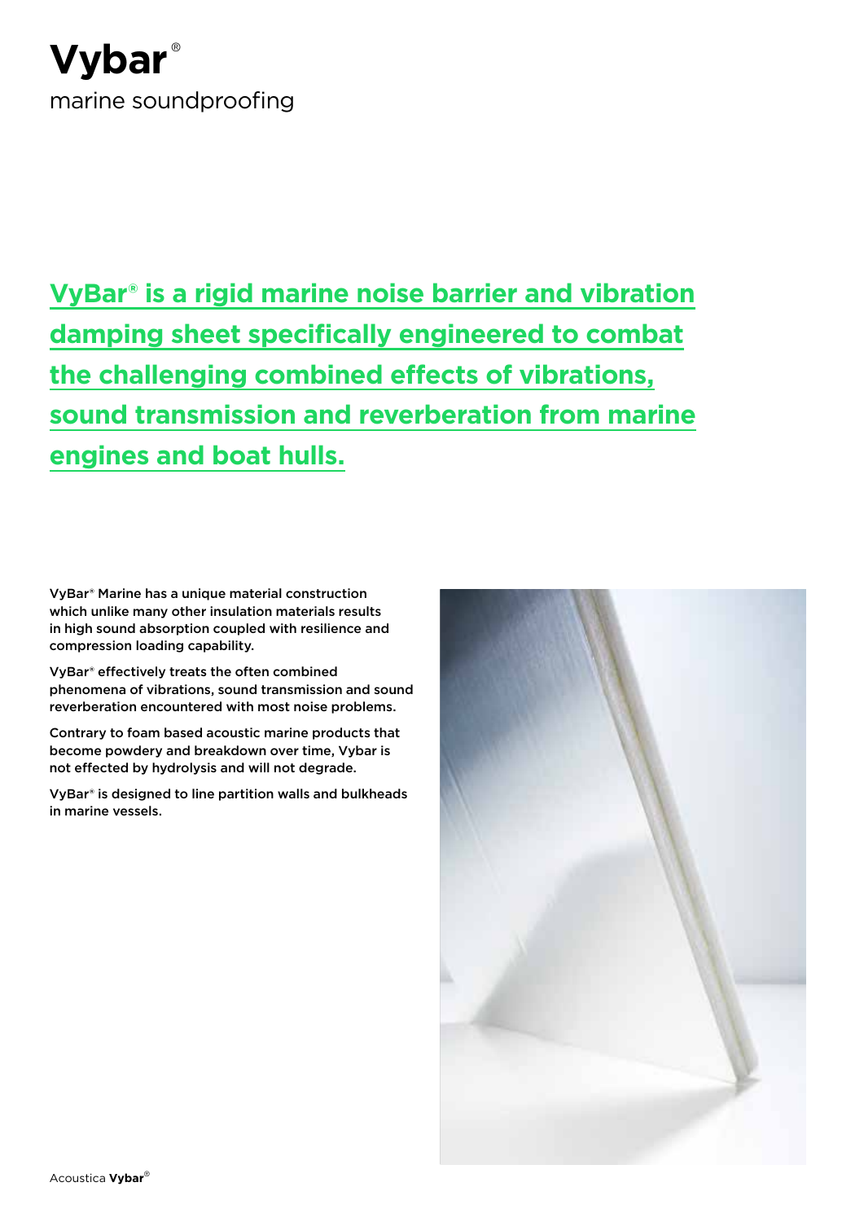# Vybar®

marine soundproofing

## **VyBar® is a rigid marine noise barrier and vibration damping sheet specifically engineered to combat the challenging combined effects of vibrations, sound transmission and reverberation from marine engines and boat hulls.**

**VyBar® Marine has a unique material construction which unlike many other insulation materials results in high sound absorption coupled with resilience and compression loading capability.**

**VyBar® effectively treats the often combined phenomena of vibrations, sound transmission and sound reverberation encountered with most noise problems.**

**Contrary to foam based acoustic marine products that become powdery and breakdown over time, Vybar is not effected by hydrolysis and will not degrade.**

**VyBar® is designed to line partition walls and bulkheads in marine vessels.**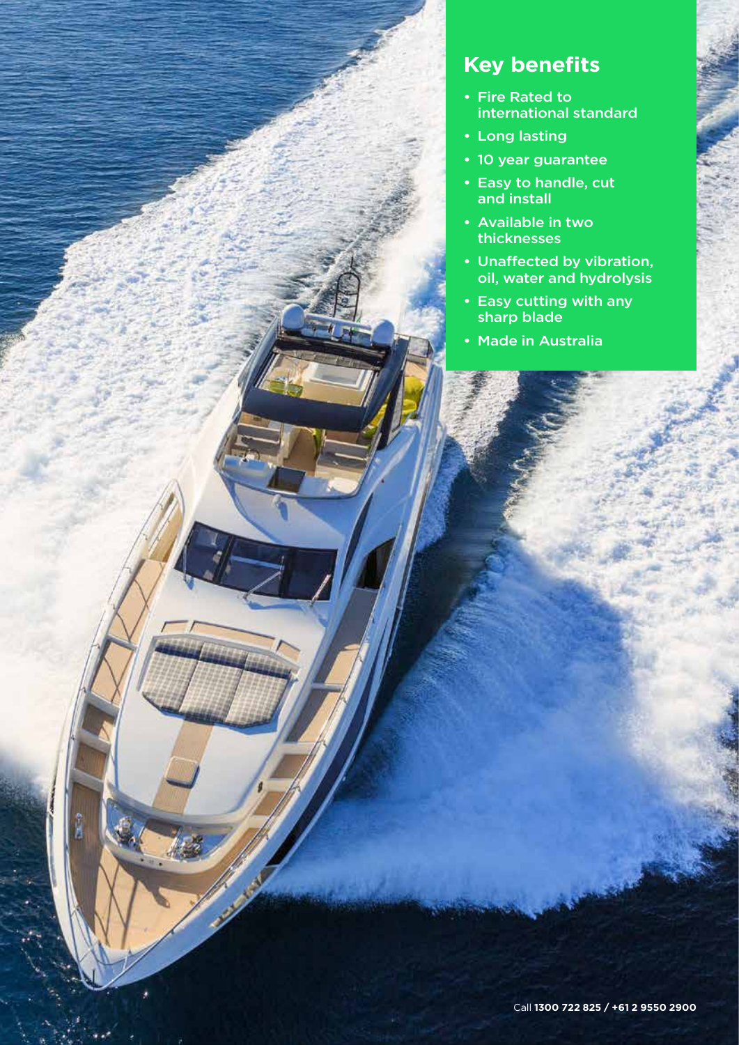## Key benefits

- Fire Rated to international standard
- Long lasting
- 10 year guarantee
- Easy to handle, cut and install
- Available in two thicknesses
- Unaffected by vibration, oil, water and hydrolysis
- Easy cutting with any sharp blade
- Made in Australia

Call **1300 722 825 / +61 2 9550 2900**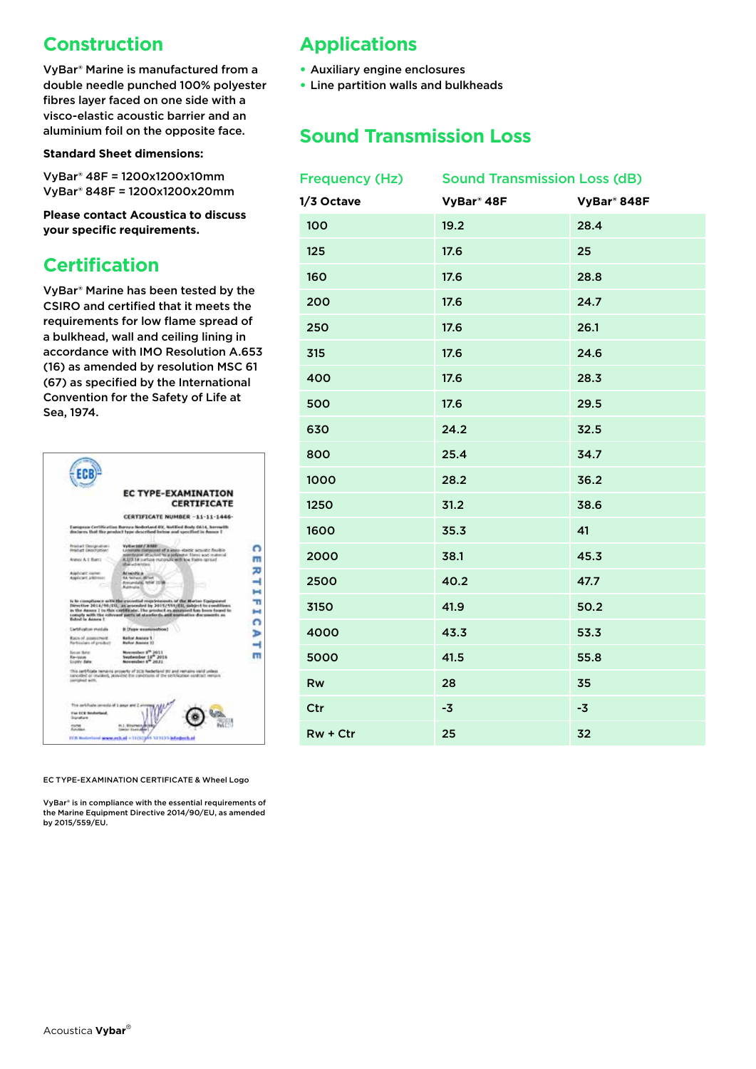## Construction

VyBar® Marine is manufactured from a double needle punched 100% polyester fibres layer faced on one side with a visco-elastic acoustic barrier and an aluminium foil on the opposite face.

**Standard Sheet dimensions:**

VyBar® 48F = 1200x1200x10mm
VyBar® 848F = 1200x1200x20mm

**Please contact Acoustica to discuss your specific requirements.**

## Certification

VyBar® Marine has been tested by the CSIRO and certified that it meets the requirements for low flame spread of a bulkhead, wall and ceiling lining in accordance with IMO Resolution A.653 (16) as amended by resolution MSC 61 (67) as specified by the International Convention for the Safety of Life at Sea, 1974.

EC TYPE-EXAMINATION CERTIFICATE & Wheel Logo

VyBar® is in compliance with the essential requirements of the Marine Equipment Directive 2014/90/EU, as amended by 2015/559/EU.

## Applications

- Auxiliary engine enclosures
- Line partition walls and bulkheads

## Sound Transmission Loss

| Frequency (Hz) | Sound Transmission Loss (dB) | |
|---|---|---|
| 1/3 Octave | VyBar® 48F | VyBar® 848F |
| 100 | 19.2 | 28.4 |
| 125 | 17.6 | 25 |
| 160 | 17.6 | 28.8 |
| 200 | 17.6 | 24.7 |
| 250 | 17.6 | 26.1 |
| 315 | 17.6 | 24.6 |
| 400 | 17.6 | 28.3 |
| 500 | 17.6 | 29.5 |
| 630 | 24.2 | 32.5 |
| 800 | 25.4 | 34.7 |
| 1000 | 28.2 | 36.2 |
| 1250 | 31.2 | 38.6 |
| 1600 | 35.3 | 41 |
| 2000 | 38.1 | 45.3 |
| 2500 | 40.2 | 47.7 |
| 3150 | 41.9 | 50.2 |
| 4000 | 43.3 | 53.3 |
| 5000 | 41.5 | 55.8 |
| Rw | 28 | 35 |
| Ctr | -3 | -3 |
| Rw + Ctr | 25 | 32 |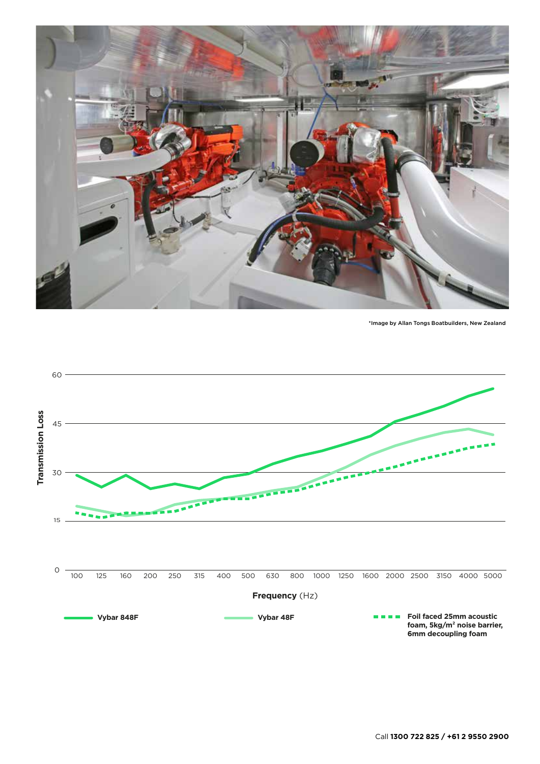*Image by Allan Tongs Boatbuilders, New Zealand

Transmission Loss

Frequency (Hz)

Vybar 848F

Vybar 48F

Foil faced 25mm acoustic foam, 5kg/m² noise barrier, 6mm decoupling foam

Call **1300 722 825 / +61 2 9550 2900**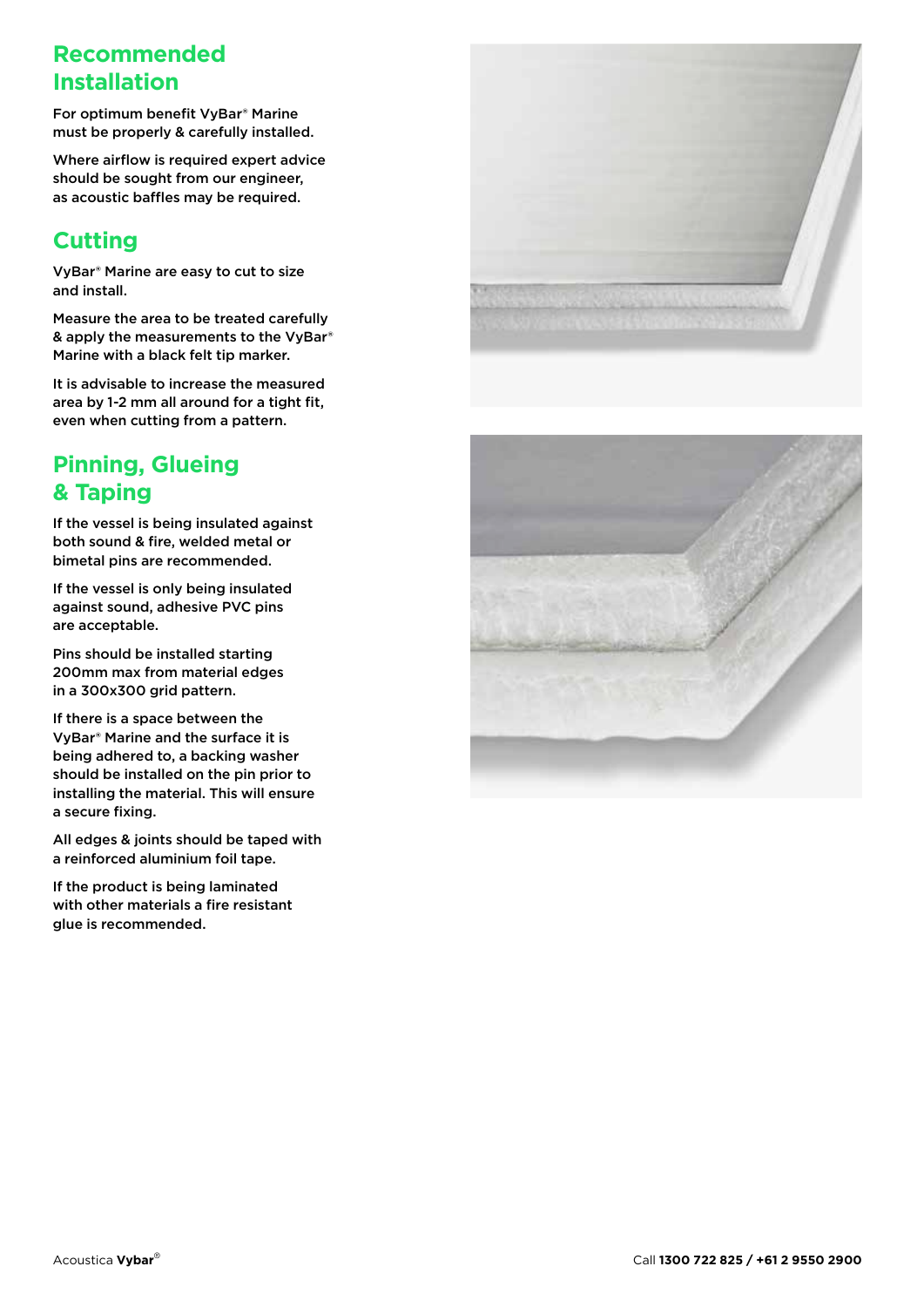## Recommended Installation

For optimum benefit VyBar® Marine must be properly & carefully installed.

Where airflow is required expert advice should be sought from our engineer, as acoustic baffles may be required.

## Cutting

VyBar® Marine are easy to cut to size and install.

Measure the area to be treated carefully & apply the measurements to the VyBar® Marine with a black felt tip marker.

It is advisable to increase the measured area by 1-2 mm all around for a tight fit, even when cutting from a pattern.

## Pinning, Glueing & Taping

If the vessel is being insulated against both sound & fire, welded metal or bimetal pins are recommended.

If the vessel is only being insulated against sound, adhesive PVC pins are acceptable.

Pins should be installed starting 200mm max from material edges in a 300x300 grid pattern.

If there is a space between the VyBar® Marine and the surface it is being adhered to, a backing washer should be installed on the pin prior to installing the material. This will ensure a secure fixing.

All edges & joints should be taped with a reinforced aluminium foil tape.

If the product is being laminated with other materials a fire resistant glue is recommended.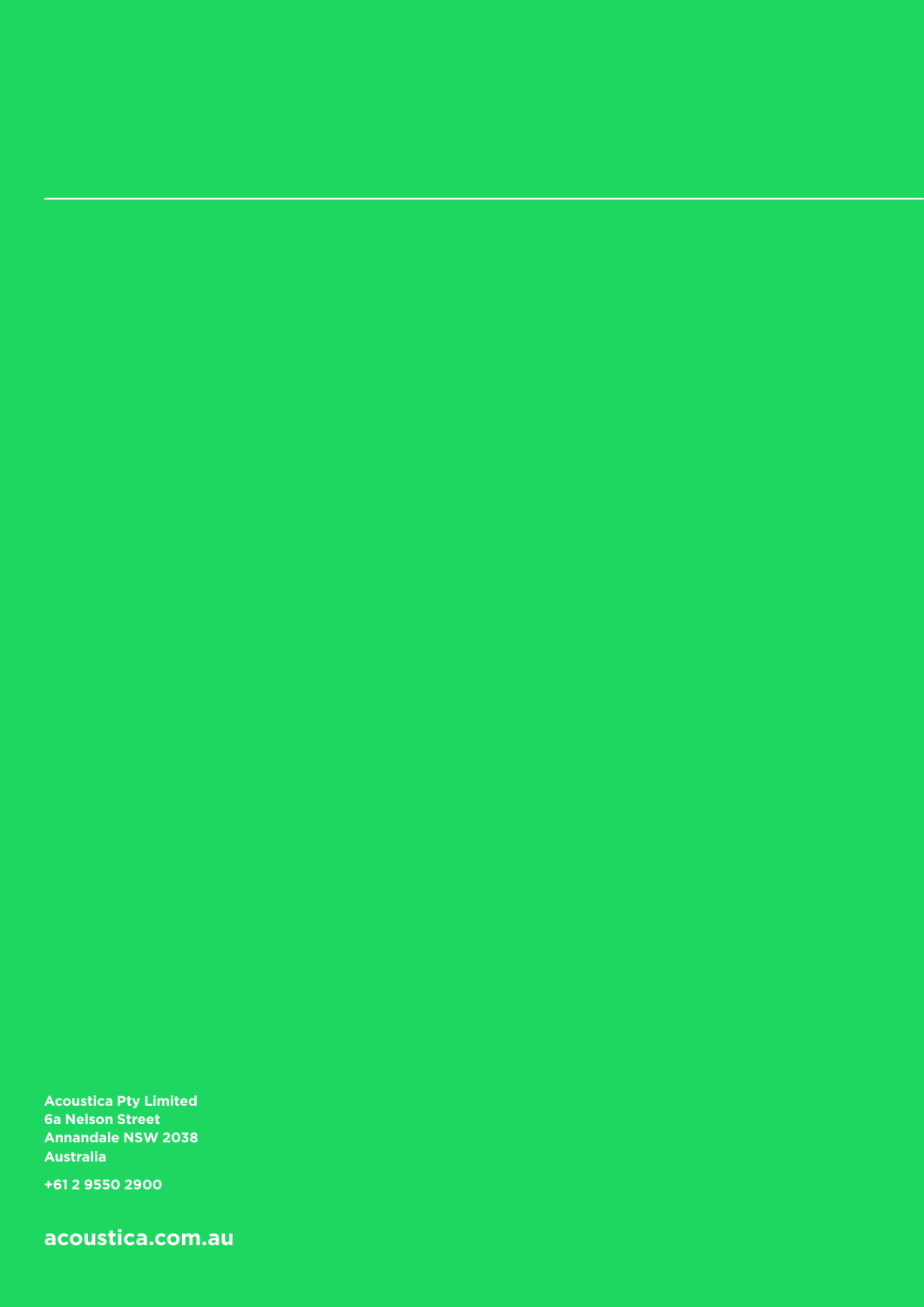**Acoustica Pty Limited**
**6a Nelson Street**
**Annandale NSW 2038**
**Australia**

**+61 2 9550 2900**

**acoustica.com.au**